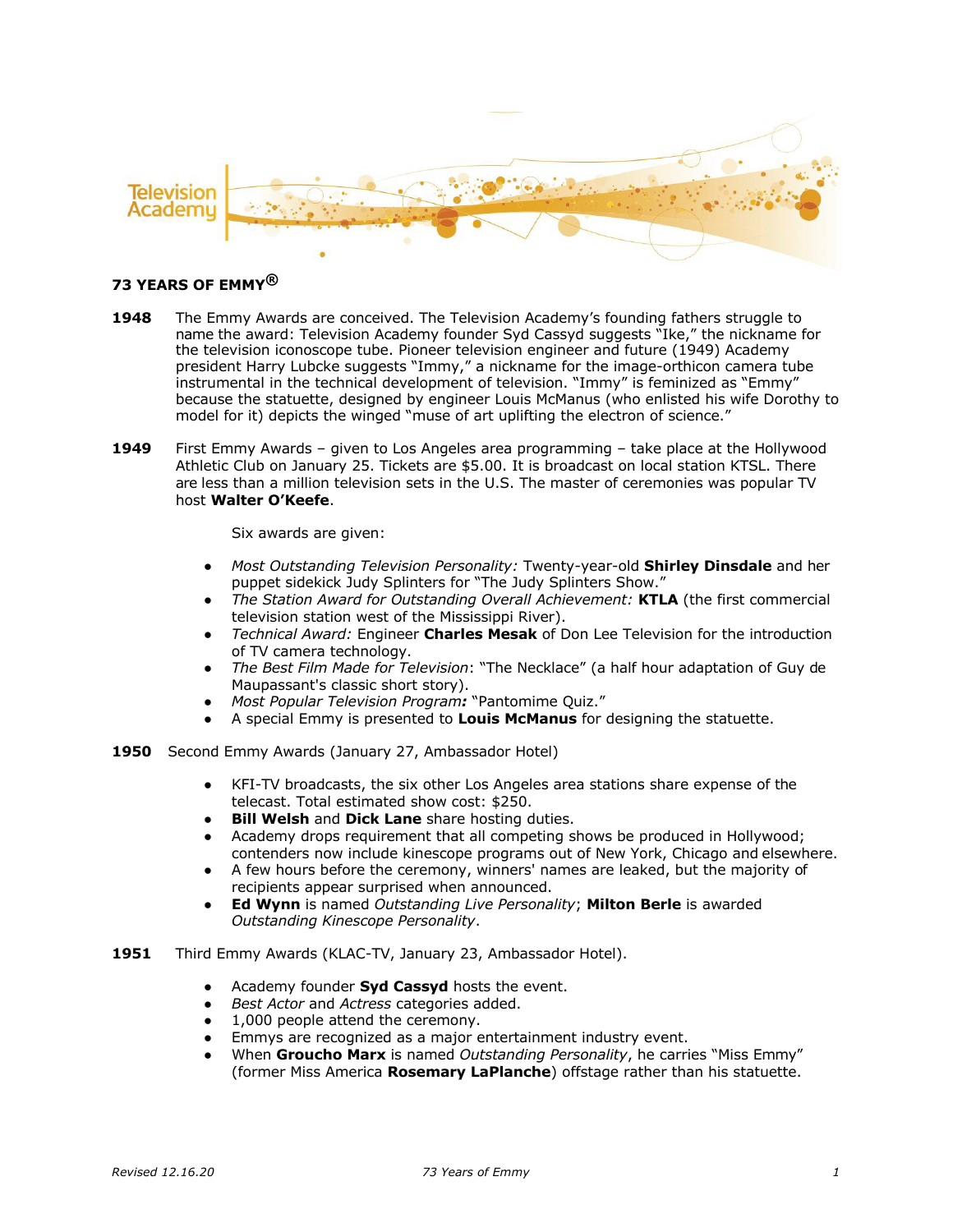Television Academy

# 73 YEARS OF EMMY®

**1948** The Emmy Awards are conceived. The Television Academy's founding fathers struggle to name the award: Television Academy founder Syd Cassyd suggests "Ike," the nickname for the television iconoscope tube. Pioneer television engineer and future (1949) Academy president Harry Lubcke suggests "Immy," a nickname for the image-orthicon camera tube instrumental in the technical development of television. "Immy" is feminized as "Emmy" because the statuette, designed by engineer Louis McManus (who enlisted his wife Dorothy to model for it) depicts the winged "muse of art uplifting the electron of science."

**1949** First Emmy Awards – given to Los Angeles area programming – take place at the Hollywood Athletic Club on January 25. Tickets are $5.00. It is broadcast on local station KTSL. There are less than a million television sets in the U.S. The master of ceremonies was popular TV host **Walter O'Keefe**.

Six awards are given:

- *Most Outstanding Television Personality:* Twenty-year-old **Shirley Dinsdale** and her puppet sidekick Judy Splinters for "The Judy Splinters Show."
- *The Station Award for Outstanding Overall Achievement:* **KTLA** (the first commercial television station west of the Mississippi River).
- *Technical Award:* Engineer **Charles Mesak** of Don Lee Television for the introduction of TV camera technology.
- *The Best Film Made for Television*: "The Necklace" (a half hour adaptation of Guy de Maupassant's classic short story).
- *Most Popular Television Program**:*** "Pantomime Quiz."
- A special Emmy is presented to **Louis McManus** for designing the statuette.

**1950** Second Emmy Awards (January 27, Ambassador Hotel)

- KFI-TV broadcasts, the six other Los Angeles area stations share expense of the telecast. Total estimated show cost: $250.
- **Bill Welsh** and **Dick Lane** share hosting duties.
- Academy drops requirement that all competing shows be produced in Hollywood; contenders now include kinescope programs out of New York, Chicago and elsewhere.
- A few hours before the ceremony, winners' names are leaked, but the majority of recipients appear surprised when announced.
- **Ed Wynn** is named *Outstanding Live Personality*; **Milton Berle** is awarded *Outstanding Kinescope Personality*.

**1951** Third Emmy Awards (KLAC-TV, January 23, Ambassador Hotel).

- Academy founder **Syd Cassyd** hosts the event.
- *Best Actor* and *Actress* categories added.
- 1,000 people attend the ceremony.
- Emmys are recognized as a major entertainment industry event.
- When **Groucho Marx** is named *Outstanding Personality*, he carries "Miss Emmy" (former Miss America **Rosemary LaPlanche**) offstage rather than his statuette.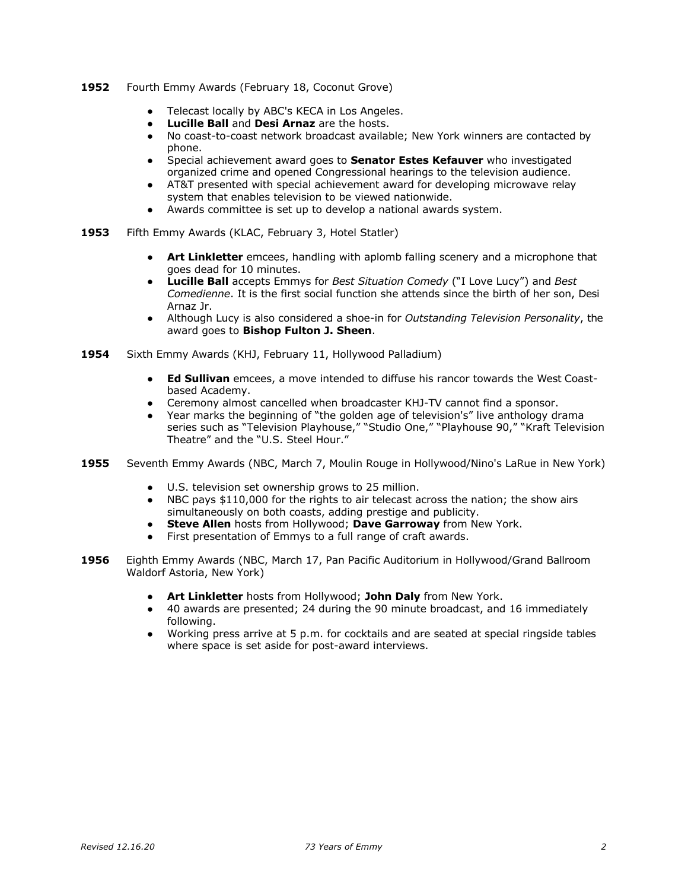**1952** Fourth Emmy Awards (February 18, Coconut Grove)

- Telecast locally by ABC's KECA in Los Angeles.
- **Lucille Ball** and **Desi Arnaz** are the hosts.
- No coast-to-coast network broadcast available; New York winners are contacted by phone.
- Special achievement award goes to **Senator Estes Kefauver** who investigated organized crime and opened Congressional hearings to the television audience.
- AT&T presented with special achievement award for developing microwave relay system that enables television to be viewed nationwide.
- Awards committee is set up to develop a national awards system.

**1953** Fifth Emmy Awards (KLAC, February 3, Hotel Statler)

- **Art Linkletter** emcees, handling with aplomb falling scenery and a microphone that goes dead for 10 minutes.
- **Lucille Ball** accepts Emmys for *Best Situation Comedy* ("I Love Lucy") and *Best Comedienne*. It is the first social function she attends since the birth of her son, Desi Arnaz Jr.
- Although Lucy is also considered a shoe-in for *Outstanding Television Personality*, the award goes to **Bishop Fulton J. Sheen**.

**1954** Sixth Emmy Awards (KHJ, February 11, Hollywood Palladium)

- **Ed Sullivan** emcees, a move intended to diffuse his rancor towards the West Coast-based Academy.
- Ceremony almost cancelled when broadcaster KHJ-TV cannot find a sponsor.
- Year marks the beginning of "the golden age of television's" live anthology drama series such as "Television Playhouse," "Studio One," "Playhouse 90," "Kraft Television Theatre" and the "U.S. Steel Hour."

**1955** Seventh Emmy Awards (NBC, March 7, Moulin Rouge in Hollywood/Nino's LaRue in New York)

- U.S. television set ownership grows to 25 million.
- NBC pays $110,000 for the rights to air telecast across the nation; the show airs simultaneously on both coasts, adding prestige and publicity.
- **Steve Allen** hosts from Hollywood; **Dave Garroway** from New York.
- First presentation of Emmys to a full range of craft awards.

**1956** Eighth Emmy Awards (NBC, March 17, Pan Pacific Auditorium in Hollywood/Grand Ballroom Waldorf Astoria, New York)

- **Art Linkletter** hosts from Hollywood; **John Daly** from New York.
- 40 awards are presented; 24 during the 90 minute broadcast, and 16 immediately following.
- Working press arrive at 5 p.m. for cocktails and are seated at special ringside tables where space is set aside for post-award interviews.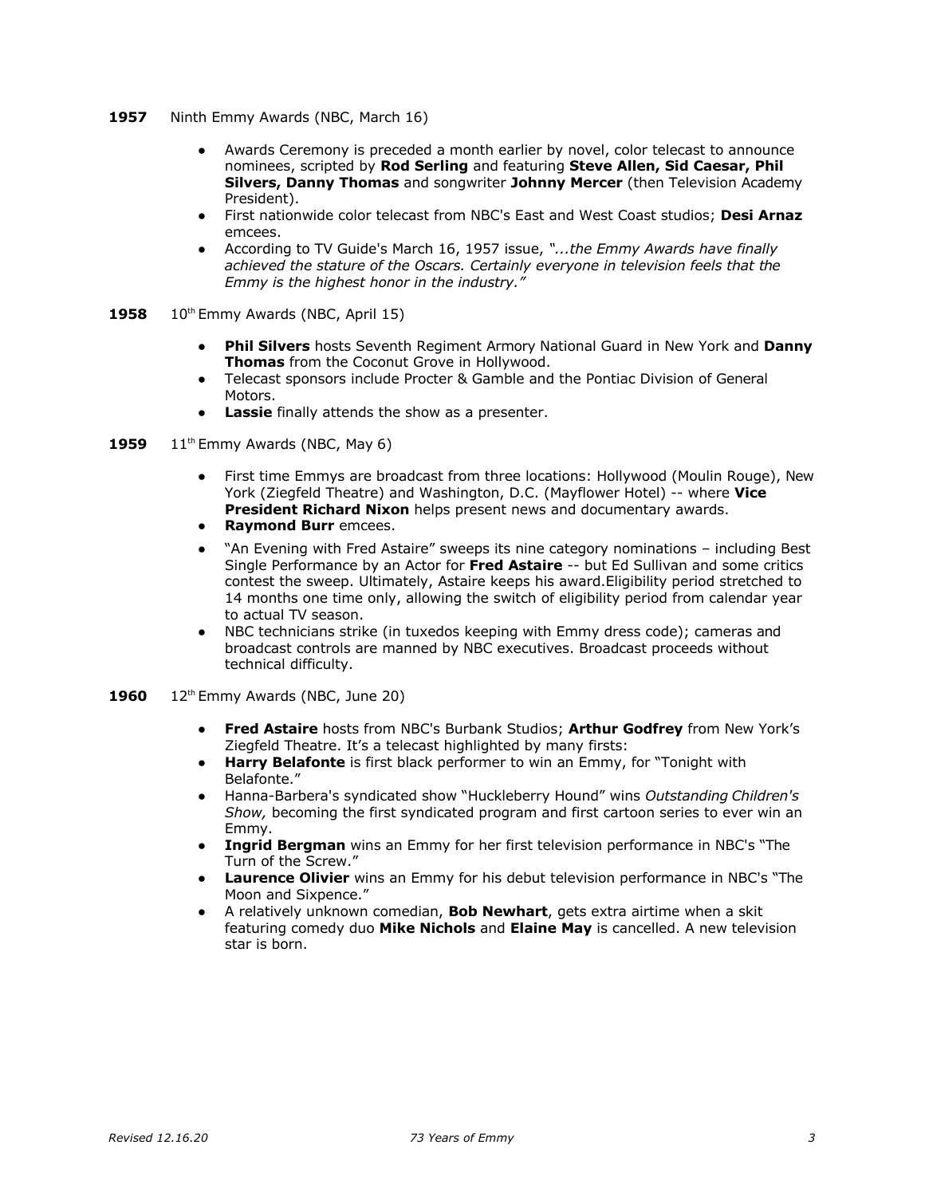**1957** Ninth Emmy Awards (NBC, March 16)

- Awards Ceremony is preceded a month earlier by novel, color telecast to announce nominees, scripted by **Rod Serling** and featuring **Steve Allen, Sid Caesar, Phil Silvers, Danny Thomas** and songwriter **Johnny Mercer** (then Television Academy President).
- First nationwide color telecast from NBC's East and West Coast studios; **Desi Arnaz** emcees.
- According to TV Guide's March 16, 1957 issue, *"...the Emmy Awards have finally achieved the stature of the Oscars. Certainly everyone in television feels that the Emmy is the highest honor in the industry."*

**1958** 10th Emmy Awards (NBC, April 15)

- **Phil Silvers** hosts Seventh Regiment Armory National Guard in New York and **Danny Thomas** from the Coconut Grove in Hollywood.
- Telecast sponsors include Procter & Gamble and the Pontiac Division of General Motors.
- **Lassie** finally attends the show as a presenter.

**1959** 11th Emmy Awards (NBC, May 6)

- First time Emmys are broadcast from three locations: Hollywood (Moulin Rouge), New York (Ziegfeld Theatre) and Washington, D.C. (Mayflower Hotel) -- where **Vice President Richard Nixon** helps present news and documentary awards.
- **Raymond Burr** emcees.
- "An Evening with Fred Astaire" sweeps its nine category nominations – including Best Single Performance by an Actor for **Fred Astaire** -- but Ed Sullivan and some critics contest the sweep. Ultimately, Astaire keeps his award.Eligibility period stretched to 14 months one time only, allowing the switch of eligibility period from calendar year to actual TV season.
- NBC technicians strike (in tuxedos keeping with Emmy dress code); cameras and broadcast controls are manned by NBC executives. Broadcast proceeds without technical difficulty.

**1960** 12th Emmy Awards (NBC, June 20)

- **Fred Astaire** hosts from NBC's Burbank Studios; **Arthur Godfrey** from New York's Ziegfeld Theatre. It's a telecast highlighted by many firsts:
- **Harry Belafonte** is first black performer to win an Emmy, for "Tonight with Belafonte."
- Hanna-Barbera's syndicated show "Huckleberry Hound" wins *Outstanding Children's Show,* becoming the first syndicated program and first cartoon series to ever win an Emmy.
- **Ingrid Bergman** wins an Emmy for her first television performance in NBC's "The Turn of the Screw."
- **Laurence Olivier** wins an Emmy for his debut television performance in NBC's "The Moon and Sixpence."
- A relatively unknown comedian, **Bob Newhart**, gets extra airtime when a skit featuring comedy duo **Mike Nichols** and **Elaine May** is cancelled. A new television star is born.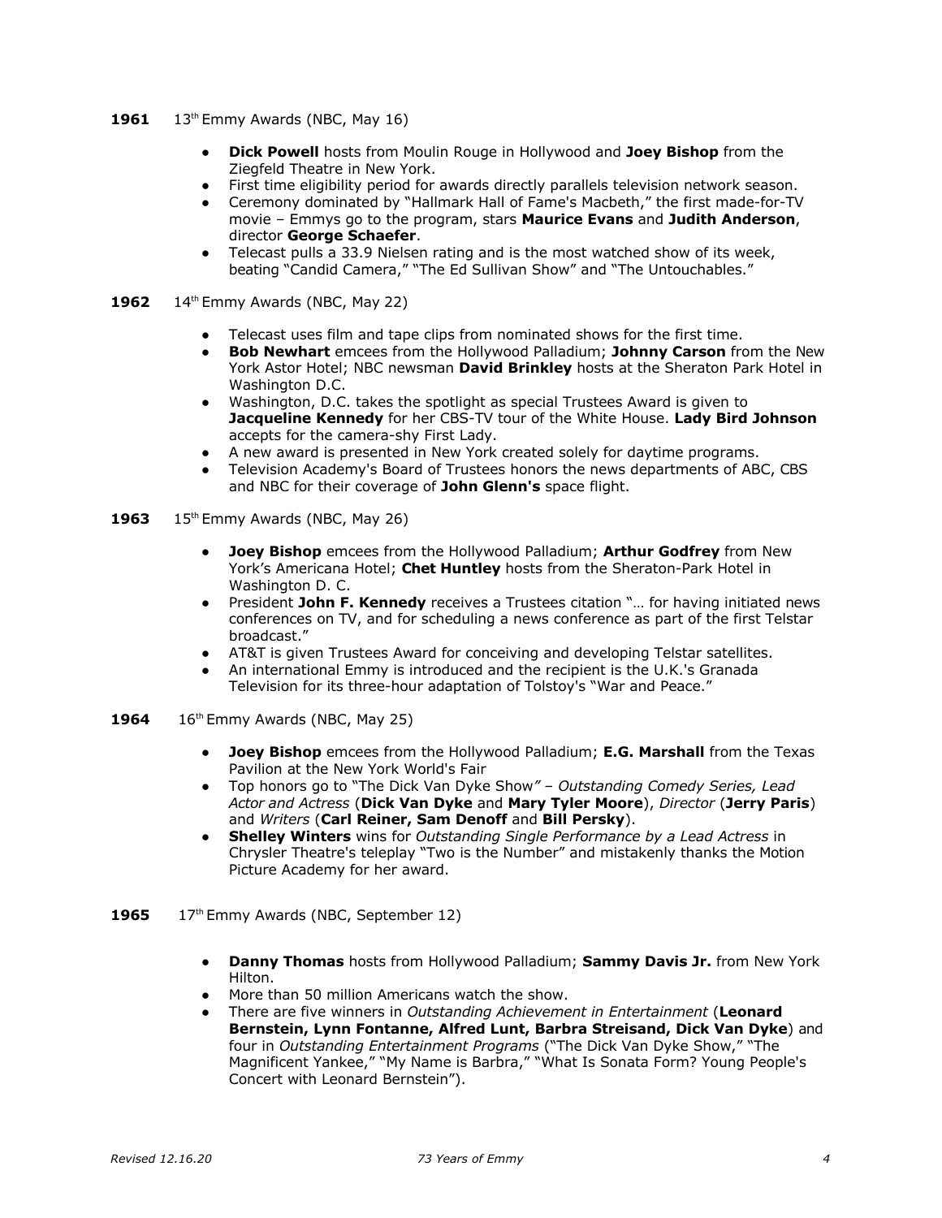**1961** 13th Emmy Awards (NBC, May 16)

- **Dick Powell** hosts from Moulin Rouge in Hollywood and **Joey Bishop** from the Ziegfeld Theatre in New York.
- First time eligibility period for awards directly parallels television network season.
- Ceremony dominated by "Hallmark Hall of Fame's Macbeth," the first made-for-TV movie – Emmys go to the program, stars **Maurice Evans** and **Judith Anderson**, director **George Schaefer**.
- Telecast pulls a 33.9 Nielsen rating and is the most watched show of its week, beating "Candid Camera," "The Ed Sullivan Show" and "The Untouchables."

**1962** 14th Emmy Awards (NBC, May 22)

- Telecast uses film and tape clips from nominated shows for the first time.
- **Bob Newhart** emcees from the Hollywood Palladium; **Johnny Carson** from the New York Astor Hotel; NBC newsman **David Brinkley** hosts at the Sheraton Park Hotel in Washington D.C.
- Washington, D.C. takes the spotlight as special Trustees Award is given to **Jacqueline Kennedy** for her CBS-TV tour of the White House. **Lady Bird Johnson** accepts for the camera-shy First Lady.
- A new award is presented in New York created solely for daytime programs.
- Television Academy's Board of Trustees honors the news departments of ABC, CBS and NBC for their coverage of **John Glenn's** space flight.

**1963** 15th Emmy Awards (NBC, May 26)

- **Joey Bishop** emcees from the Hollywood Palladium; **Arthur Godfrey** from New York's Americana Hotel; **Chet Huntley** hosts from the Sheraton-Park Hotel in Washington D. C.
- President **John F. Kennedy** receives a Trustees citation "… for having initiated news conferences on TV, and for scheduling a news conference as part of the first Telstar broadcast."
- AT&T is given Trustees Award for conceiving and developing Telstar satellites.
- An international Emmy is introduced and the recipient is the U.K.'s Granada Television for its three-hour adaptation of Tolstoy's "War and Peace."

**1964** 16th Emmy Awards (NBC, May 25)

- **Joey Bishop** emcees from the Hollywood Palladium; **E.G. Marshall** from the Texas Pavilion at the New York World's Fair
- Top honors go to "The Dick Van Dyke Show" – *Outstanding Comedy Series, Lead Actor and Actress* (**Dick Van Dyke** and **Mary Tyler Moore**), *Director* (**Jerry Paris**) and *Writers* (**Carl Reiner, Sam Denoff** and **Bill Persky**).
- **Shelley Winters** wins for *Outstanding Single Performance by a Lead Actress* in Chrysler Theatre's teleplay "Two is the Number" and mistakenly thanks the Motion Picture Academy for her award.

**1965** 17th Emmy Awards (NBC, September 12)

- **Danny Thomas** hosts from Hollywood Palladium; **Sammy Davis Jr.** from New York Hilton.
- More than 50 million Americans watch the show.
- There are five winners in *Outstanding Achievement in Entertainment* (**Leonard Bernstein, Lynn Fontanne, Alfred Lunt, Barbra Streisand, Dick Van Dyke**) and four in *Outstanding Entertainment Programs* ("The Dick Van Dyke Show," "The Magnificent Yankee," "My Name is Barbra," "What Is Sonata Form? Young People's Concert with Leonard Bernstein").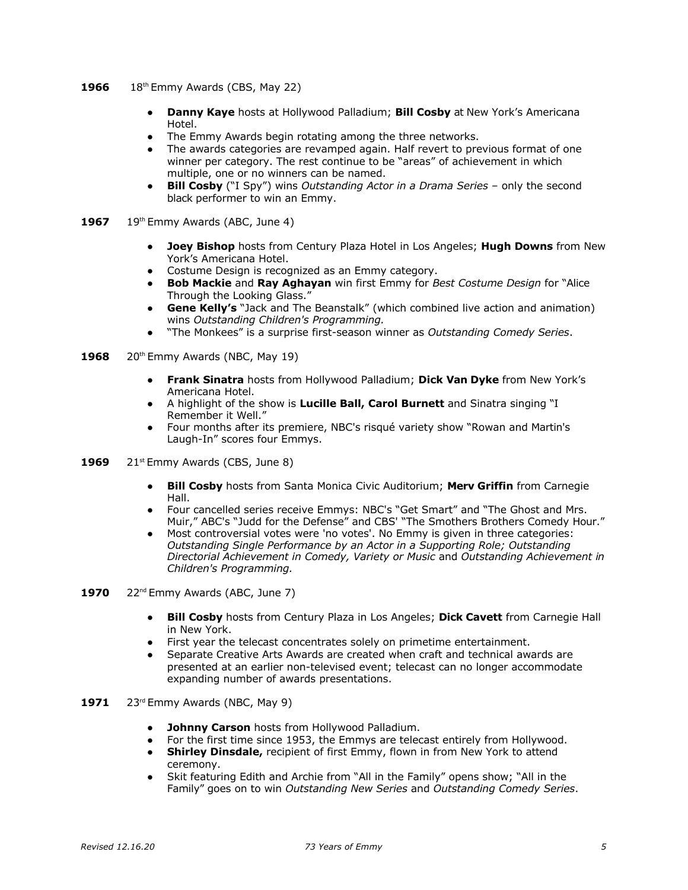**1966** 18th Emmy Awards (CBS, May 22)

- **Danny Kaye** hosts at Hollywood Palladium; **Bill Cosby** at New York's Americana Hotel.
- The Emmy Awards begin rotating among the three networks.
- The awards categories are revamped again. Half revert to previous format of one winner per category. The rest continue to be "areas" of achievement in which multiple, one or no winners can be named.
- **Bill Cosby** ("I Spy") wins *Outstanding Actor in a Drama Series* – only the second black performer to win an Emmy.

**1967** 19th Emmy Awards (ABC, June 4)

- **Joey Bishop** hosts from Century Plaza Hotel in Los Angeles; **Hugh Downs** from New York's Americana Hotel.
- Costume Design is recognized as an Emmy category.
- **Bob Mackie** and **Ray Aghayan** win first Emmy for *Best Costume Design* for "Alice Through the Looking Glass."
- **Gene Kelly's** "Jack and The Beanstalk" (which combined live action and animation) wins *Outstanding Children's Programming.*
- "The Monkees" is a surprise first-season winner as *Outstanding Comedy Series*.

**1968** 20th Emmy Awards (NBC, May 19)

- **Frank Sinatra** hosts from Hollywood Palladium; **Dick Van Dyke** from New York's Americana Hotel.
- A highlight of the show is **Lucille Ball, Carol Burnett** and Sinatra singing "I Remember it Well."
- Four months after its premiere, NBC's risqué variety show "Rowan and Martin's Laugh-In" scores four Emmys.

**1969** 21st Emmy Awards (CBS, June 8)

- **Bill Cosby** hosts from Santa Monica Civic Auditorium; **Merv Griffin** from Carnegie Hall.
- Four cancelled series receive Emmys: NBC's "Get Smart" and "The Ghost and Mrs. Muir," ABC's "Judd for the Defense" and CBS' "The Smothers Brothers Comedy Hour."
- Most controversial votes were 'no votes'. No Emmy is given in three categories: *Outstanding Single Performance by an Actor in a Supporting Role; Outstanding Directorial Achievement in Comedy, Variety or Music* and *Outstanding Achievement in Children's Programming.*

**1970** 22nd Emmy Awards (ABC, June 7)

- **Bill Cosby** hosts from Century Plaza in Los Angeles; **Dick Cavett** from Carnegie Hall in New York.
- First year the telecast concentrates solely on primetime entertainment.
- Separate Creative Arts Awards are created when craft and technical awards are presented at an earlier non-televised event; telecast can no longer accommodate expanding number of awards presentations.

**1971** 23rd Emmy Awards (NBC, May 9)

- **Johnny Carson** hosts from Hollywood Palladium.
- For the first time since 1953, the Emmys are telecast entirely from Hollywood.
- **Shirley Dinsdale,** recipient of first Emmy, flown in from New York to attend ceremony.
- Skit featuring Edith and Archie from "All in the Family" opens show; "All in the Family" goes on to win *Outstanding New Series* and *Outstanding Comedy Series*.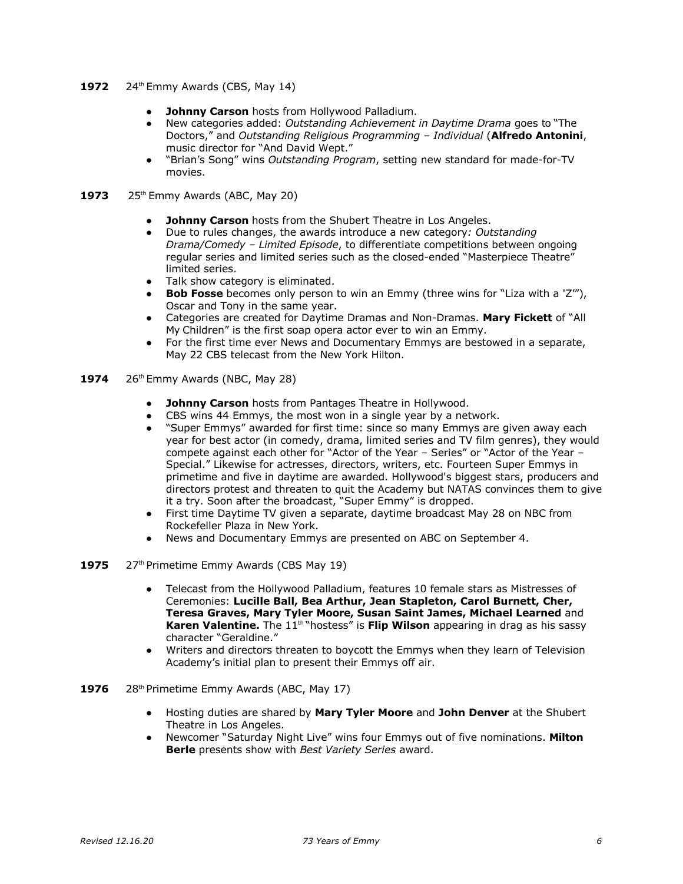**1972** 24th Emmy Awards (CBS, May 14)

- **Johnny Carson** hosts from Hollywood Palladium.
- New categories added: *Outstanding Achievement in Daytime Drama* goes to "The Doctors," and *Outstanding Religious Programming – Individual* (**Alfredo Antonini**, music director for "And David Wept."
- "Brian's Song" wins *Outstanding Program*, setting new standard for made-for-TV movies.

**1973** 25th Emmy Awards (ABC, May 20)

- **Johnny Carson** hosts from the Shubert Theatre in Los Angeles.
- Due to rules changes, the awards introduce a new category*: Outstanding Drama/Comedy – Limited Episode*, to differentiate competitions between ongoing regular series and limited series such as the closed-ended "Masterpiece Theatre" limited series.
- Talk show category is eliminated.
- **Bob Fosse** becomes only person to win an Emmy (three wins for "Liza with a 'Z'"), Oscar and Tony in the same year.
- Categories are created for Daytime Dramas and Non-Dramas. **Mary Fickett** of "All My Children" is the first soap opera actor ever to win an Emmy.
- For the first time ever News and Documentary Emmys are bestowed in a separate, May 22 CBS telecast from the New York Hilton.

**1974** 26th Emmy Awards (NBC, May 28)

- **Johnny Carson** hosts from Pantages Theatre in Hollywood.
- CBS wins 44 Emmys, the most won in a single year by a network.
- "Super Emmys" awarded for first time: since so many Emmys are given away each year for best actor (in comedy, drama, limited series and TV film genres), they would compete against each other for "Actor of the Year – Series" or "Actor of the Year – Special." Likewise for actresses, directors, writers, etc. Fourteen Super Emmys in primetime and five in daytime are awarded. Hollywood's biggest stars, producers and directors protest and threaten to quit the Academy but NATAS convinces them to give it a try. Soon after the broadcast, "Super Emmy" is dropped.
- First time Daytime TV given a separate, daytime broadcast May 28 on NBC from Rockefeller Plaza in New York.
- News and Documentary Emmys are presented on ABC on September 4.

**1975** 27th Primetime Emmy Awards (CBS May 19)

- Telecast from the Hollywood Palladium, features 10 female stars as Mistresses of Ceremonies: **Lucille Ball, Bea Arthur, Jean Stapleton, Carol Burnett, Cher, Teresa Graves, Mary Tyler Moore, Susan Saint James, Michael Learned** and **Karen Valentine.** The 11th "hostess" is **Flip Wilson** appearing in drag as his sassy character "Geraldine."
- Writers and directors threaten to boycott the Emmys when they learn of Television Academy's initial plan to present their Emmys off air.

**1976** 28th Primetime Emmy Awards (ABC, May 17)

- Hosting duties are shared by **Mary Tyler Moore** and **John Denver** at the Shubert Theatre in Los Angeles.
- Newcomer "Saturday Night Live" wins four Emmys out of five nominations. **Milton Berle** presents show with *Best Variety Series* award.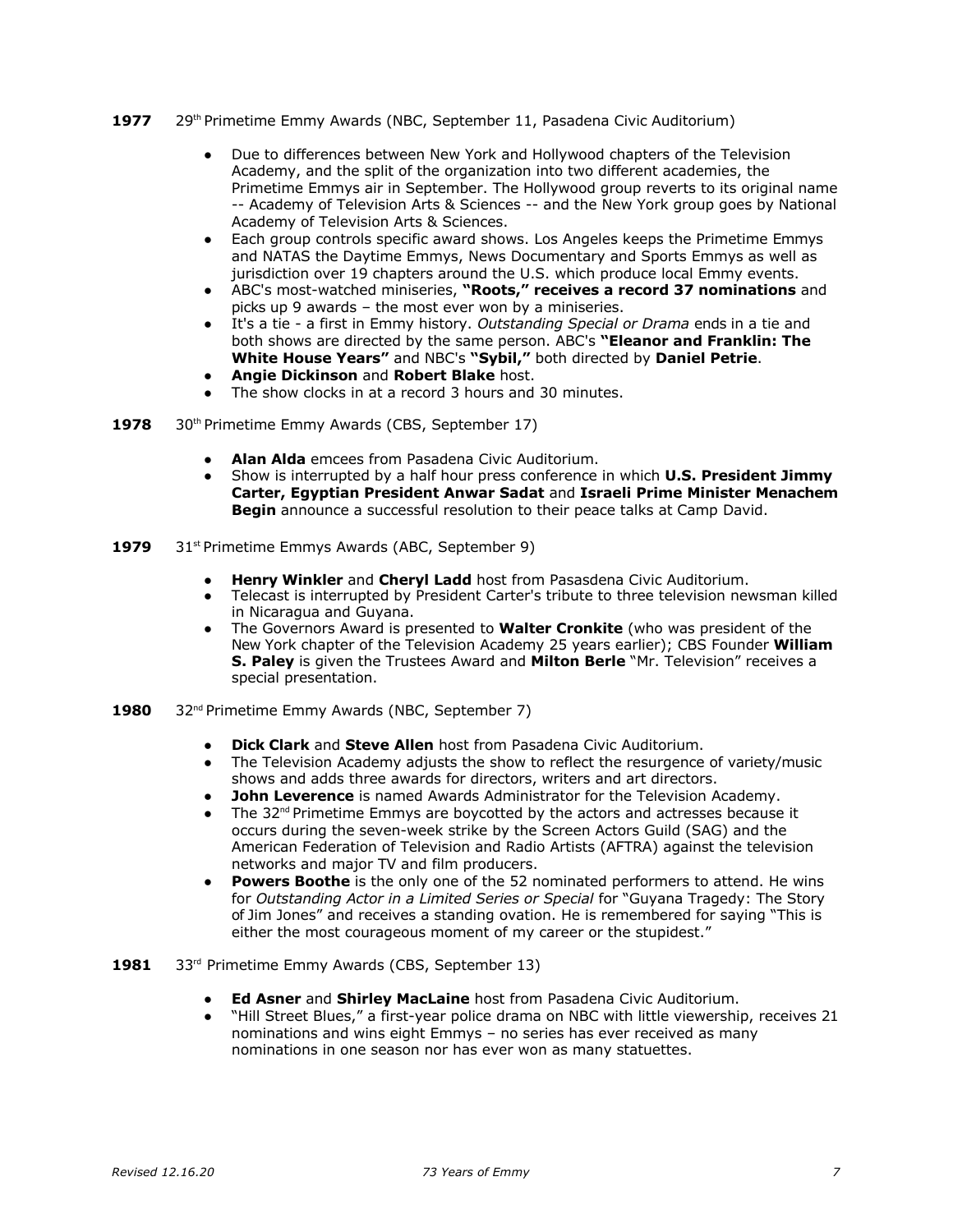**1977** 29th Primetime Emmy Awards (NBC, September 11, Pasadena Civic Auditorium)

- Due to differences between New York and Hollywood chapters of the Television Academy, and the split of the organization into two different academies, the Primetime Emmys air in September. The Hollywood group reverts to its original name -- Academy of Television Arts & Sciences -- and the New York group goes by National Academy of Television Arts & Sciences.
- Each group controls specific award shows. Los Angeles keeps the Primetime Emmys and NATAS the Daytime Emmys, News Documentary and Sports Emmys as well as jurisdiction over 19 chapters around the U.S. which produce local Emmy events.
- ABC's most-watched miniseries, **"Roots," receives a record 37 nominations** and picks up 9 awards – the most ever won by a miniseries.
- It's a tie - a first in Emmy history. *Outstanding Special or Drama* ends in a tie and both shows are directed by the same person. ABC's **"Eleanor and Franklin: The White House Years"** and NBC's **"Sybil,"** both directed by **Daniel Petrie**.
- **Angie Dickinson** and **Robert Blake** host.
- The show clocks in at a record 3 hours and 30 minutes.

**1978** 30th Primetime Emmy Awards (CBS, September 17)

- **Alan Alda** emcees from Pasadena Civic Auditorium.
- Show is interrupted by a half hour press conference in which **U.S. President Jimmy Carter, Egyptian President Anwar Sadat** and **Israeli Prime Minister Menachem Begin** announce a successful resolution to their peace talks at Camp David.

**1979** 31st Primetime Emmys Awards (ABC, September 9)

- **Henry Winkler** and **Cheryl Ladd** host from Pasasdena Civic Auditorium.
- Telecast is interrupted by President Carter's tribute to three television newsman killed in Nicaragua and Guyana.
- The Governors Award is presented to **Walter Cronkite** (who was president of the New York chapter of the Television Academy 25 years earlier); CBS Founder **William S. Paley** is given the Trustees Award and **Milton Berle** "Mr. Television" receives a special presentation.

**1980** 32nd Primetime Emmy Awards (NBC, September 7)

- **Dick Clark** and **Steve Allen** host from Pasadena Civic Auditorium.
- The Television Academy adjusts the show to reflect the resurgence of variety/music shows and adds three awards for directors, writers and art directors.
- **John Leverence** is named Awards Administrator for the Television Academy.
- The 32nd Primetime Emmys are boycotted by the actors and actresses because it occurs during the seven-week strike by the Screen Actors Guild (SAG) and the American Federation of Television and Radio Artists (AFTRA) against the television networks and major TV and film producers.
- **Powers Boothe** is the only one of the 52 nominated performers to attend. He wins for *Outstanding Actor in a Limited Series or Special* for "Guyana Tragedy: The Story of Jim Jones" and receives a standing ovation. He is remembered for saying "This is either the most courageous moment of my career or the stupidest."

**1981** 33rd Primetime Emmy Awards (CBS, September 13)

- **Ed Asner** and **Shirley MacLaine** host from Pasadena Civic Auditorium.
- "Hill Street Blues," a first-year police drama on NBC with little viewership, receives 21 nominations and wins eight Emmys – no series has ever received as many nominations in one season nor has ever won as many statuettes.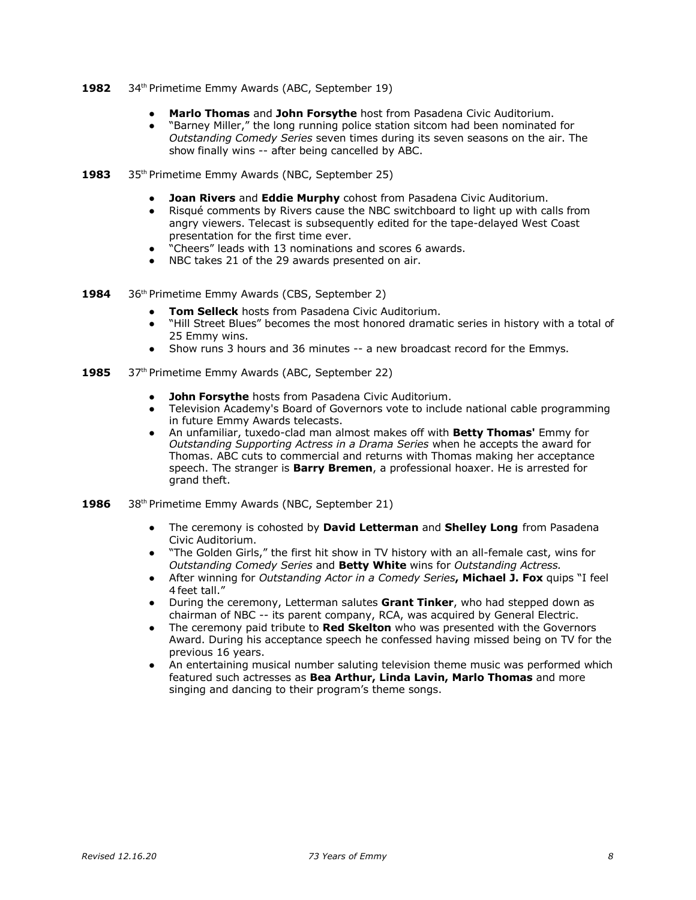**1982** 34th Primetime Emmy Awards (ABC, September 19)

- **Marlo Thomas** and **John Forsythe** host from Pasadena Civic Auditorium.
- "Barney Miller," the long running police station sitcom had been nominated for *Outstanding Comedy Series* seven times during its seven seasons on the air. The show finally wins -- after being cancelled by ABC.

**1983** 35th Primetime Emmy Awards (NBC, September 25)

- **Joan Rivers** and **Eddie Murphy** cohost from Pasadena Civic Auditorium.
- Risqué comments by Rivers cause the NBC switchboard to light up with calls from angry viewers. Telecast is subsequently edited for the tape-delayed West Coast presentation for the first time ever.
- "Cheers" leads with 13 nominations and scores 6 awards.
- NBC takes 21 of the 29 awards presented on air.

**1984** 36th Primetime Emmy Awards (CBS, September 2)

- **Tom Selleck** hosts from Pasadena Civic Auditorium.
- "Hill Street Blues" becomes the most honored dramatic series in history with a total of 25 Emmy wins.
- Show runs 3 hours and 36 minutes -- a new broadcast record for the Emmys.

**1985** 37th Primetime Emmy Awards (ABC, September 22)

- **John Forsythe** hosts from Pasadena Civic Auditorium.
- Television Academy's Board of Governors vote to include national cable programming in future Emmy Awards telecasts.
- An unfamiliar, tuxedo-clad man almost makes off with **Betty Thomas'** Emmy for *Outstanding Supporting Actress in a Drama Series* when he accepts the award for Thomas. ABC cuts to commercial and returns with Thomas making her acceptance speech. The stranger is **Barry Bremen**, a professional hoaxer. He is arrested for grand theft.

**1986** 38th Primetime Emmy Awards (NBC, September 21)

- The ceremony is cohosted by **David Letterman** and **Shelley Long** from Pasadena Civic Auditorium.
- "The Golden Girls," the first hit show in TV history with an all-female cast, wins for *Outstanding Comedy Series* and **Betty White** wins for *Outstanding Actress.*
- After winning for *Outstanding Actor in a Comedy Series*, **Michael J. Fox** quips "I feel 4 feet tall."
- During the ceremony, Letterman salutes **Grant Tinker**, who had stepped down as chairman of NBC -- its parent company, RCA, was acquired by General Electric.
- The ceremony paid tribute to **Red Skelton** who was presented with the Governors Award. During his acceptance speech he confessed having missed being on TV for the previous 16 years.
- An entertaining musical number saluting television theme music was performed which featured such actresses as **Bea Arthur, Linda Lavin, Marlo Thomas** and more singing and dancing to their program's theme songs.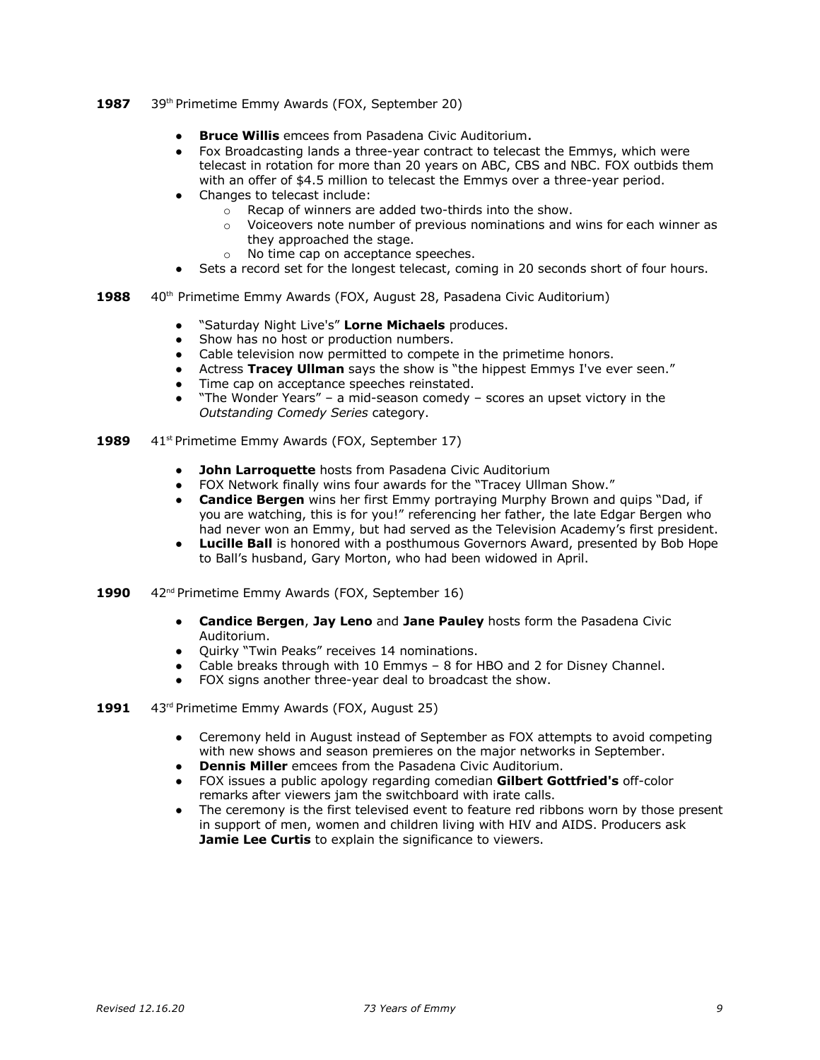**1987** 39th Primetime Emmy Awards (FOX, September 20)

- **Bruce Willis** emcees from Pasadena Civic Auditorium**.**
- Fox Broadcasting lands a three-year contract to telecast the Emmys, which were telecast in rotation for more than 20 years on ABC, CBS and NBC. FOX outbids them with an offer of $4.5 million to telecast the Emmys over a three-year period.
- Changes to telecast include:
  - Recap of winners are added two-thirds into the show.
  - Voiceovers note number of previous nominations and wins for each winner as they approached the stage.
  - No time cap on acceptance speeches.
- Sets a record set for the longest telecast, coming in 20 seconds short of four hours.

**1988** 40th Primetime Emmy Awards (FOX, August 28, Pasadena Civic Auditorium)

- "Saturday Night Live's" **Lorne Michaels** produces.
- Show has no host or production numbers.
- Cable television now permitted to compete in the primetime honors.
- Actress **Tracey Ullman** says the show is "the hippest Emmys I've ever seen."
- Time cap on acceptance speeches reinstated.
- "The Wonder Years" – a mid-season comedy – scores an upset victory in the *Outstanding Comedy Series* category.

**1989** 41st Primetime Emmy Awards (FOX, September 17)

- **John Larroquette** hosts from Pasadena Civic Auditorium
- FOX Network finally wins four awards for the "Tracey Ullman Show."
- **Candice Bergen** wins her first Emmy portraying Murphy Brown and quips "Dad, if you are watching, this is for you!" referencing her father, the late Edgar Bergen who had never won an Emmy, but had served as the Television Academy's first president.
- **Lucille Ball** is honored with a posthumous Governors Award, presented by Bob Hope to Ball's husband, Gary Morton, who had been widowed in April.

**1990** 42nd Primetime Emmy Awards (FOX, September 16)

- **Candice Bergen**, **Jay Leno** and **Jane Pauley** hosts form the Pasadena Civic Auditorium.
- Quirky "Twin Peaks" receives 14 nominations.
- Cable breaks through with 10 Emmys – 8 for HBO and 2 for Disney Channel.
- FOX signs another three-year deal to broadcast the show.

**1991** 43rd Primetime Emmy Awards (FOX, August 25)

- Ceremony held in August instead of September as FOX attempts to avoid competing with new shows and season premieres on the major networks in September.
- **Dennis Miller** emcees from the Pasadena Civic Auditorium.
- FOX issues a public apology regarding comedian **Gilbert Gottfried's** off-color remarks after viewers jam the switchboard with irate calls.
- The ceremony is the first televised event to feature red ribbons worn by those present in support of men, women and children living with HIV and AIDS. Producers ask **Jamie Lee Curtis** to explain the significance to viewers.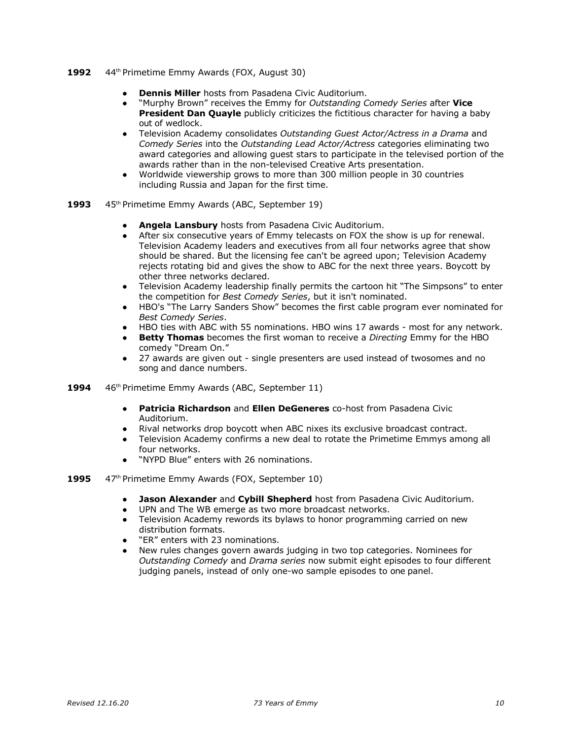**1992** 44th Primetime Emmy Awards (FOX, August 30)

- **Dennis Miller** hosts from Pasadena Civic Auditorium.
- "Murphy Brown" receives the Emmy for *Outstanding Comedy Series* after **Vice President Dan Quayle** publicly criticizes the fictitious character for having a baby out of wedlock.
- Television Academy consolidates *Outstanding Guest Actor/Actress in a Drama* and *Comedy Series* into the *Outstanding Lead Actor/Actress* categories eliminating two award categories and allowing guest stars to participate in the televised portion of the awards rather than in the non-televised Creative Arts presentation.
- Worldwide viewership grows to more than 300 million people in 30 countries including Russia and Japan for the first time.

**1993** 45th Primetime Emmy Awards (ABC, September 19)

- **Angela Lansbury** hosts from Pasadena Civic Auditorium.
- After six consecutive years of Emmy telecasts on FOX the show is up for renewal. Television Academy leaders and executives from all four networks agree that show should be shared. But the licensing fee can't be agreed upon; Television Academy rejects rotating bid and gives the show to ABC for the next three years. Boycott by other three networks declared.
- Television Academy leadership finally permits the cartoon hit "The Simpsons" to enter the competition for *Best Comedy Series*, but it isn't nominated.
- HBO's "The Larry Sanders Show" becomes the first cable program ever nominated for *Best Comedy Series*.
- HBO ties with ABC with 55 nominations. HBO wins 17 awards - most for any network.
- **Betty Thomas** becomes the first woman to receive a *Directing* Emmy for the HBO comedy "Dream On."
- 27 awards are given out - single presenters are used instead of twosomes and no song and dance numbers.

**1994** 46th Primetime Emmy Awards (ABC, September 11)

- **Patricia Richardson** and **Ellen DeGeneres** co-host from Pasadena Civic Auditorium.
- Rival networks drop boycott when ABC nixes its exclusive broadcast contract.
- Television Academy confirms a new deal to rotate the Primetime Emmys among all four networks.
- "NYPD Blue" enters with 26 nominations.

**1995** 47th Primetime Emmy Awards (FOX, September 10)

- **Jason Alexander** and **Cybill Shepherd** host from Pasadena Civic Auditorium.
- UPN and The WB emerge as two more broadcast networks.
- Television Academy rewords its bylaws to honor programming carried on new distribution formats.
- "ER" enters with 23 nominations.
- New rules changes govern awards judging in two top categories. Nominees for *Outstanding Comedy* and *Drama series* now submit eight episodes to four different judging panels, instead of only one-wo sample episodes to one panel.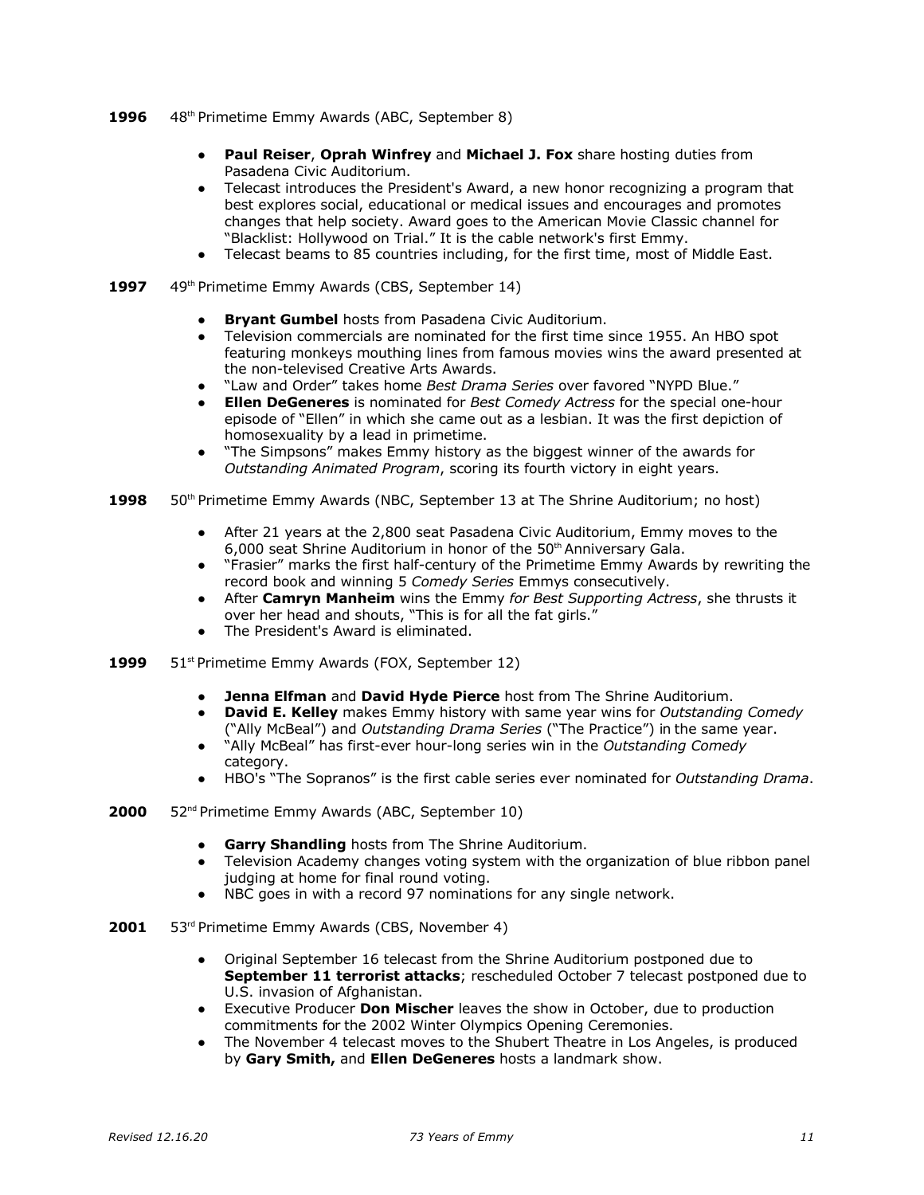**1996** 48th Primetime Emmy Awards (ABC, September 8)

- **Paul Reiser**, **Oprah Winfrey** and **Michael J. Fox** share hosting duties from Pasadena Civic Auditorium.
- Telecast introduces the President's Award, a new honor recognizing a program that best explores social, educational or medical issues and encourages and promotes changes that help society. Award goes to the American Movie Classic channel for "Blacklist: Hollywood on Trial." It is the cable network's first Emmy.
- Telecast beams to 85 countries including, for the first time, most of Middle East.

**1997** 49th Primetime Emmy Awards (CBS, September 14)

- **Bryant Gumbel** hosts from Pasadena Civic Auditorium.
- Television commercials are nominated for the first time since 1955. An HBO spot featuring monkeys mouthing lines from famous movies wins the award presented at the non-televised Creative Arts Awards.
- "Law and Order" takes home *Best Drama Series* over favored "NYPD Blue."
- **Ellen DeGeneres** is nominated for *Best Comedy Actress* for the special one-hour episode of "Ellen" in which she came out as a lesbian. It was the first depiction of homosexuality by a lead in primetime.
- "The Simpsons" makes Emmy history as the biggest winner of the awards for *Outstanding Animated Program*, scoring its fourth victory in eight years.

**1998** 50th Primetime Emmy Awards (NBC, September 13 at The Shrine Auditorium; no host)

- After 21 years at the 2,800 seat Pasadena Civic Auditorium, Emmy moves to the 6,000 seat Shrine Auditorium in honor of the 50th Anniversary Gala.
- "Frasier" marks the first half-century of the Primetime Emmy Awards by rewriting the record book and winning 5 *Comedy Series* Emmys consecutively.
- After **Camryn Manheim** wins the Emmy *for Best Supporting Actress*, she thrusts it over her head and shouts, "This is for all the fat girls."
- The President's Award is eliminated.

**1999** 51st Primetime Emmy Awards (FOX, September 12)

- **Jenna Elfman** and **David Hyde Pierce** host from The Shrine Auditorium.
- **David E. Kelley** makes Emmy history with same year wins for *Outstanding Comedy* ("Ally McBeal") and *Outstanding Drama Series* ("The Practice") in the same year.
- "Ally McBeal" has first-ever hour-long series win in the *Outstanding Comedy* category.
- HBO's "The Sopranos" is the first cable series ever nominated for *Outstanding Drama*.

**2000** 52nd Primetime Emmy Awards (ABC, September 10)

- **Garry Shandling** hosts from The Shrine Auditorium.
- Television Academy changes voting system with the organization of blue ribbon panel judging at home for final round voting.
- NBC goes in with a record 97 nominations for any single network.

**2001** 53rd Primetime Emmy Awards (CBS, November 4)

- Original September 16 telecast from the Shrine Auditorium postponed due to **September 11 terrorist attacks**; rescheduled October 7 telecast postponed due to U.S. invasion of Afghanistan.
- Executive Producer **Don Mischer** leaves the show in October, due to production commitments for the 2002 Winter Olympics Opening Ceremonies.
- The November 4 telecast moves to the Shubert Theatre in Los Angeles, is produced by **Gary Smith,** and **Ellen DeGeneres** hosts a landmark show.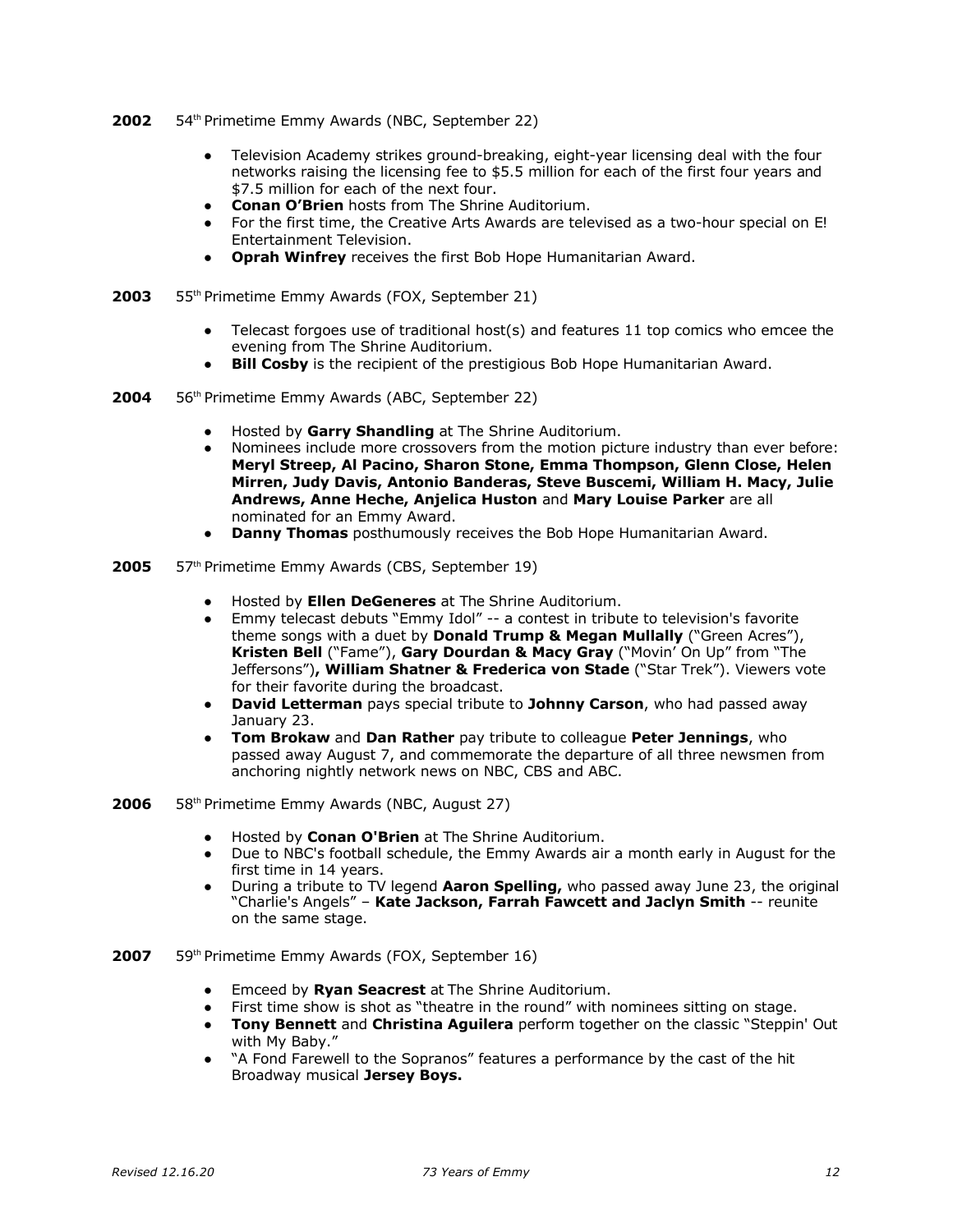**2002** 54th Primetime Emmy Awards (NBC, September 22)

- Television Academy strikes ground-breaking, eight-year licensing deal with the four networks raising the licensing fee to $5.5 million for each of the first four years and $7.5 million for each of the next four.
- **Conan O'Brien** hosts from The Shrine Auditorium.
- For the first time, the Creative Arts Awards are televised as a two-hour special on E! Entertainment Television.
- **Oprah Winfrey** receives the first Bob Hope Humanitarian Award.

**2003** 55th Primetime Emmy Awards (FOX, September 21)

- Telecast forgoes use of traditional host(s) and features 11 top comics who emcee the evening from The Shrine Auditorium.
- **Bill Cosby** is the recipient of the prestigious Bob Hope Humanitarian Award.

**2004** 56th Primetime Emmy Awards (ABC, September 22)

- Hosted by **Garry Shandling** at The Shrine Auditorium.
- Nominees include more crossovers from the motion picture industry than ever before: **Meryl Streep, Al Pacino, Sharon Stone, Emma Thompson, Glenn Close, Helen Mirren, Judy Davis, Antonio Banderas, Steve Buscemi, William H. Macy, Julie Andrews, Anne Heche, Anjelica Huston** and **Mary Louise Parker** are all nominated for an Emmy Award.
- **Danny Thomas** posthumously receives the Bob Hope Humanitarian Award.

**2005** 57th Primetime Emmy Awards (CBS, September 19)

- Hosted by **Ellen DeGeneres** at The Shrine Auditorium.
- Emmy telecast debuts "Emmy Idol" -- a contest in tribute to television's favorite theme songs with a duet by **Donald Trump & Megan Mullally** ("Green Acres"), **Kristen Bell** ("Fame"), **Gary Dourdan & Macy Gray** ("Movin' On Up" from "The Jeffersons")**, William Shatner & Frederica von Stade** ("Star Trek"). Viewers vote for their favorite during the broadcast.
- **David Letterman** pays special tribute to **Johnny Carson**, who had passed away January 23.
- **Tom Brokaw** and **Dan Rather** pay tribute to colleague **Peter Jennings**, who passed away August 7, and commemorate the departure of all three newsmen from anchoring nightly network news on NBC, CBS and ABC.

**2006** 58th Primetime Emmy Awards (NBC, August 27)

- Hosted by **Conan O'Brien** at The Shrine Auditorium.
- Due to NBC's football schedule, the Emmy Awards air a month early in August for the first time in 14 years.
- During a tribute to TV legend **Aaron Spelling,** who passed away June 23, the original "Charlie's Angels" – **Kate Jackson, Farrah Fawcett and Jaclyn Smith** -- reunite on the same stage.

**2007** 59th Primetime Emmy Awards (FOX, September 16)

- Emceed by **Ryan Seacrest** at The Shrine Auditorium.
- First time show is shot as "theatre in the round" with nominees sitting on stage.
- **Tony Bennett** and **Christina Aguilera** perform together on the classic "Steppin' Out with My Baby."
- "A Fond Farewell to the Sopranos" features a performance by the cast of the hit Broadway musical **Jersey Boys.**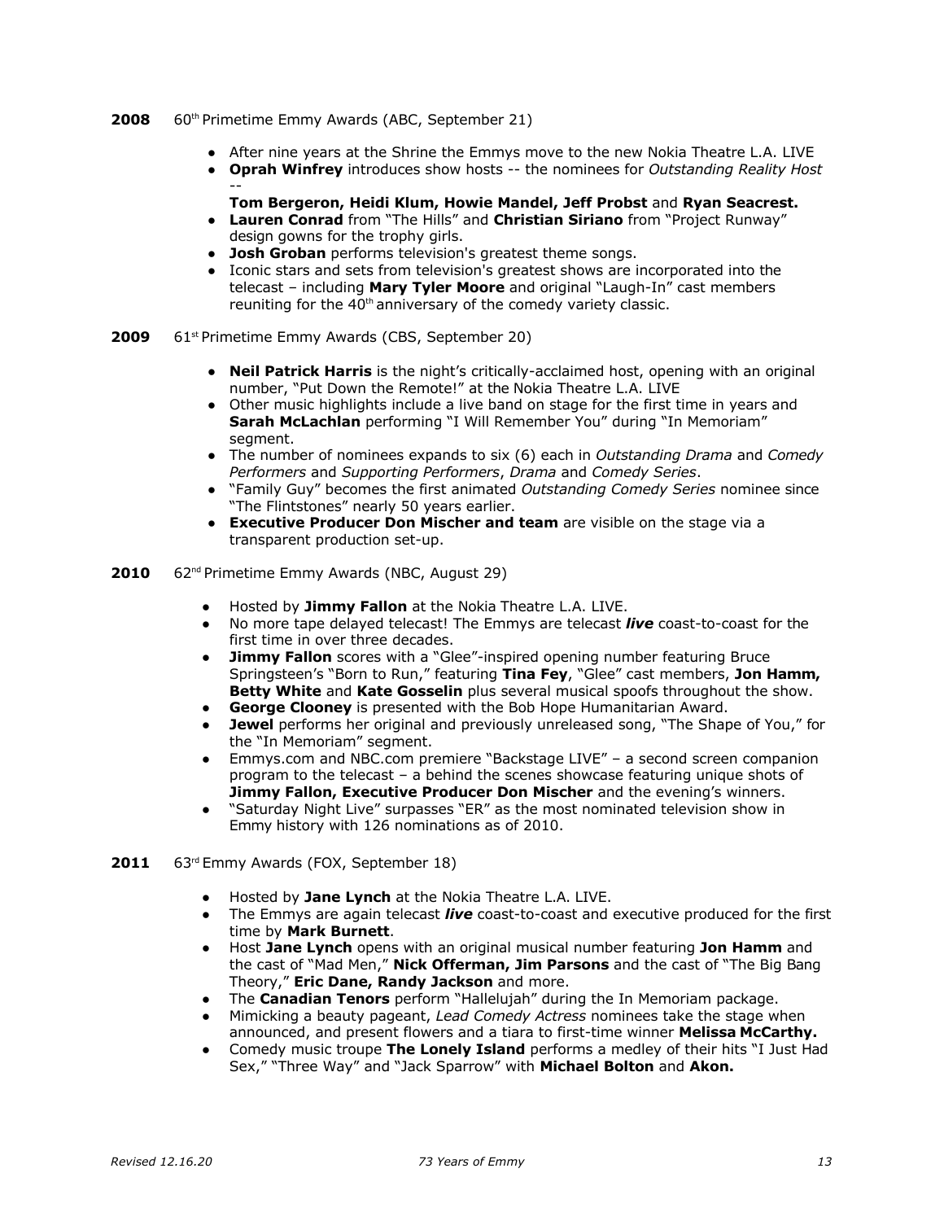**2008** 60th Primetime Emmy Awards (ABC, September 21)

- After nine years at the Shrine the Emmys move to the new Nokia Theatre L.A. LIVE
- **Oprah Winfrey** introduces show hosts -- the nominees for *Outstanding Reality Host* -- **Tom Bergeron, Heidi Klum, Howie Mandel, Jeff Probst** and **Ryan Seacrest.**
- **Lauren Conrad** from "The Hills" and **Christian Siriano** from "Project Runway" design gowns for the trophy girls.
- **Josh Groban** performs television's greatest theme songs.
- Iconic stars and sets from television's greatest shows are incorporated into the telecast – including **Mary Tyler Moore** and original "Laugh-In" cast members reuniting for the 40th anniversary of the comedy variety classic.

**2009** 61st Primetime Emmy Awards (CBS, September 20)

- **Neil Patrick Harris** is the night's critically-acclaimed host, opening with an original number, "Put Down the Remote!" at the Nokia Theatre L.A. LIVE
- Other music highlights include a live band on stage for the first time in years and **Sarah McLachlan** performing "I Will Remember You" during "In Memoriam" segment.
- The number of nominees expands to six (6) each in *Outstanding Drama* and *Comedy Performers* and *Supporting Performers*, *Drama* and *Comedy Series*.
- "Family Guy" becomes the first animated *Outstanding Comedy Series* nominee since "The Flintstones" nearly 50 years earlier.
- **Executive Producer Don Mischer and team** are visible on the stage via a transparent production set-up.

**2010** 62nd Primetime Emmy Awards (NBC, August 29)

- Hosted by **Jimmy Fallon** at the Nokia Theatre L.A. LIVE.
- No more tape delayed telecast! The Emmys are telecast ***live*** coast-to-coast for the first time in over three decades.
- **Jimmy Fallon** scores with a "Glee"-inspired opening number featuring Bruce Springsteen's "Born to Run," featuring **Tina Fey**, "Glee" cast members, **Jon Hamm, Betty White** and **Kate Gosselin** plus several musical spoofs throughout the show.
- **George Clooney** is presented with the Bob Hope Humanitarian Award.
- **Jewel** performs her original and previously unreleased song, "The Shape of You," for the "In Memoriam" segment.
- Emmys.com and NBC.com premiere "Backstage LIVE" – a second screen companion program to the telecast – a behind the scenes showcase featuring unique shots of **Jimmy Fallon, Executive Producer Don Mischer** and the evening's winners.
- "Saturday Night Live" surpasses "ER" as the most nominated television show in Emmy history with 126 nominations as of 2010.

**2011** 63rd Emmy Awards (FOX, September 18)

- Hosted by **Jane Lynch** at the Nokia Theatre L.A. LIVE.
- The Emmys are again telecast ***live*** coast-to-coast and executive produced for the first time by **Mark Burnett**.
- Host **Jane Lynch** opens with an original musical number featuring **Jon Hamm** and the cast of "Mad Men," **Nick Offerman, Jim Parsons** and the cast of "The Big Bang Theory," **Eric Dane, Randy Jackson** and more.
- The **Canadian Tenors** perform "Hallelujah" during the In Memoriam package.
- Mimicking a beauty pageant, *Lead Comedy Actress* nominees take the stage when announced, and present flowers and a tiara to first-time winner **Melissa McCarthy.**
- Comedy music troupe **The Lonely Island** performs a medley of their hits "I Just Had Sex," "Three Way" and "Jack Sparrow" with **Michael Bolton** and **Akon.**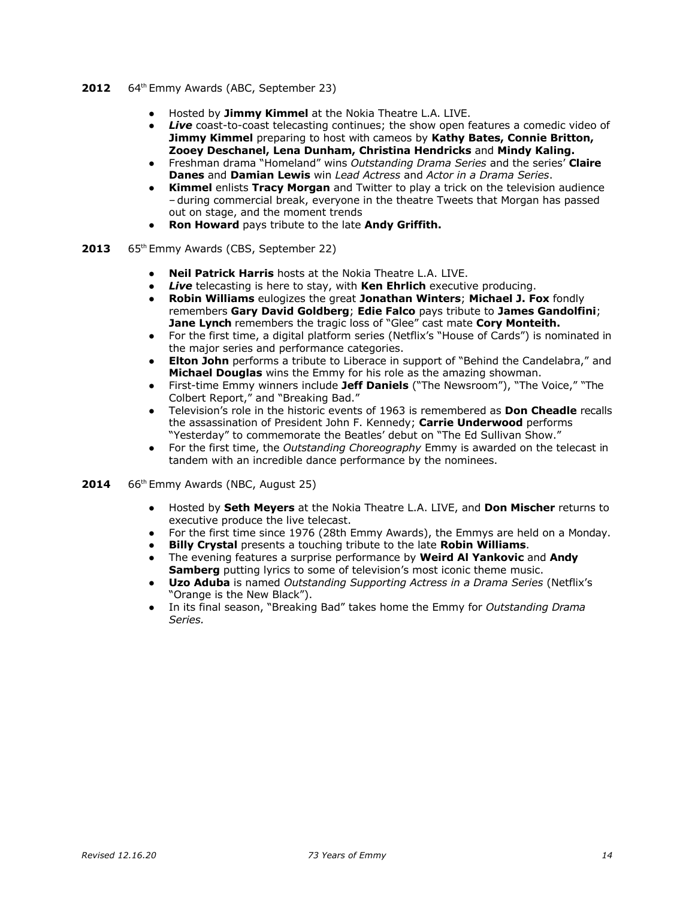**2012** 64th Emmy Awards (ABC, September 23)

- Hosted by **Jimmy Kimmel** at the Nokia Theatre L.A. LIVE.
- ***Live*** coast-to-coast telecasting continues; the show open features a comedic video of **Jimmy Kimmel** preparing to host with cameos by **Kathy Bates, Connie Britton, Zooey Deschanel, Lena Dunham, Christina Hendricks** and **Mindy Kaling.**
- Freshman drama "Homeland" wins *Outstanding Drama Series* and the series' **Claire Danes** and **Damian Lewis** win *Lead Actress* and *Actor in a Drama Series*.
- **Kimmel** enlists **Tracy Morgan** and Twitter to play a trick on the television audience – during commercial break, everyone in the theatre Tweets that Morgan has passed out on stage, and the moment trends
- **Ron Howard** pays tribute to the late **Andy Griffith.**

**2013** 65th Emmy Awards (CBS, September 22)

- **Neil Patrick Harris** hosts at the Nokia Theatre L.A. LIVE.
- ***Live*** telecasting is here to stay, with **Ken Ehrlich** executive producing.
- **Robin Williams** eulogizes the great **Jonathan Winters**; **Michael J. Fox** fondly remembers **Gary David Goldberg**; **Edie Falco** pays tribute to **James Gandolfini**; **Jane Lynch** remembers the tragic loss of "Glee" cast mate **Cory Monteith.**
- For the first time, a digital platform series (Netflix's "House of Cards") is nominated in the major series and performance categories.
- **Elton John** performs a tribute to Liberace in support of "Behind the Candelabra," and **Michael Douglas** wins the Emmy for his role as the amazing showman.
- First-time Emmy winners include **Jeff Daniels** ("The Newsroom"), "The Voice," "The Colbert Report," and "Breaking Bad."
- Television's role in the historic events of 1963 is remembered as **Don Cheadle** recalls the assassination of President John F. Kennedy; **Carrie Underwood** performs "Yesterday" to commemorate the Beatles' debut on "The Ed Sullivan Show."
- For the first time, the *Outstanding Choreography* Emmy is awarded on the telecast in tandem with an incredible dance performance by the nominees.

**2014** 66th Emmy Awards (NBC, August 25)

- Hosted by **Seth Meyers** at the Nokia Theatre L.A. LIVE, and **Don Mischer** returns to executive produce the live telecast.
- For the first time since 1976 (28th Emmy Awards), the Emmys are held on a Monday.
- **Billy Crystal** presents a touching tribute to the late **Robin Williams**.
- The evening features a surprise performance by **Weird Al Yankovic** and **Andy Samberg** putting lyrics to some of television's most iconic theme music.
- **Uzo Aduba** is named *Outstanding Supporting Actress in a Drama Series* (Netflix's "Orange is the New Black").
- In its final season, "Breaking Bad" takes home the Emmy for *Outstanding Drama Series.*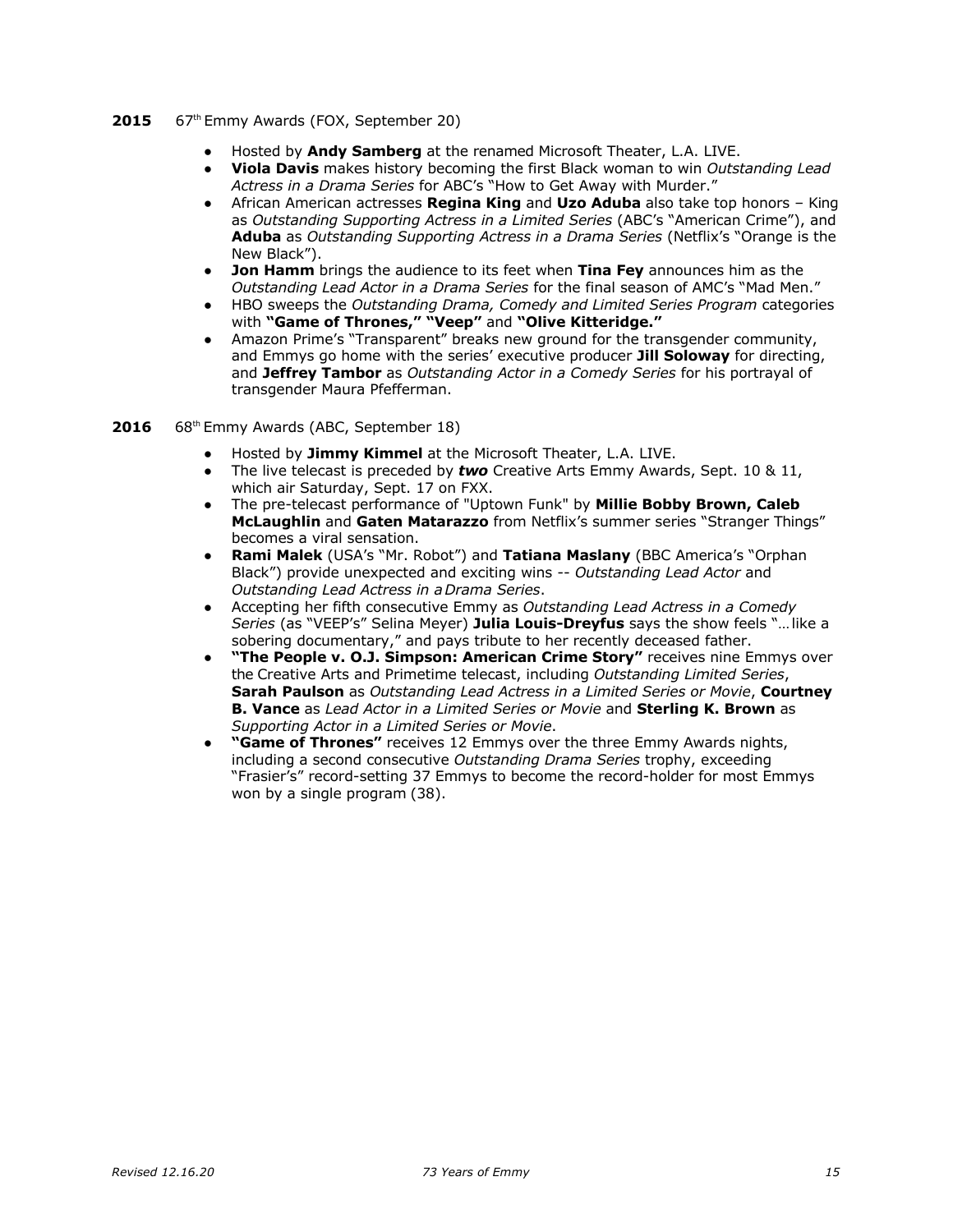**2015** 67th Emmy Awards (FOX, September 20)

- Hosted by **Andy Samberg** at the renamed Microsoft Theater, L.A. LIVE.
- **Viola Davis** makes history becoming the first Black woman to win *Outstanding Lead Actress in a Drama Series* for ABC's "How to Get Away with Murder."
- African American actresses **Regina King** and **Uzo Aduba** also take top honors – King as *Outstanding Supporting Actress in a Limited Series* (ABC's "American Crime"), and **Aduba** as *Outstanding Supporting Actress in a Drama Series* (Netflix's "Orange is the New Black").
- **Jon Hamm** brings the audience to its feet when **Tina Fey** announces him as the *Outstanding Lead Actor in a Drama Series* for the final season of AMC's "Mad Men."
- HBO sweeps the *Outstanding Drama, Comedy and Limited Series Program* categories with **"Game of Thrones," "Veep"** and **"Olive Kitteridge."**
- Amazon Prime's "Transparent" breaks new ground for the transgender community, and Emmys go home with the series' executive producer **Jill Soloway** for directing, and **Jeffrey Tambor** as *Outstanding Actor in a Comedy Series* for his portrayal of transgender Maura Pfefferman.

**2016** 68th Emmy Awards (ABC, September 18)

- Hosted by **Jimmy Kimmel** at the Microsoft Theater, L.A. LIVE.
- The live telecast is preceded by ***two*** Creative Arts Emmy Awards, Sept. 10 & 11, which air Saturday, Sept. 17 on FXX.
- The pre-telecast performance of "Uptown Funk" by **Millie Bobby Brown, Caleb McLaughlin** and **Gaten Matarazzo** from Netflix's summer series "Stranger Things" becomes a viral sensation.
- **Rami Malek** (USA's "Mr. Robot") and **Tatiana Maslany** (BBC America's "Orphan Black") provide unexpected and exciting wins -- *Outstanding Lead Actor* and *Outstanding Lead Actress in a Drama Series*.
- Accepting her fifth consecutive Emmy as *Outstanding Lead Actress in a Comedy Series* (as "VEEP's" Selina Meyer) **Julia Louis-Dreyfus** says the show feels "… like a sobering documentary," and pays tribute to her recently deceased father.
- **"The People v. O.J. Simpson: American Crime Story"** receives nine Emmys over the Creative Arts and Primetime telecast, including *Outstanding Limited Series*, **Sarah Paulson** as *Outstanding Lead Actress in a Limited Series or Movie*, **Courtney B. Vance** as *Lead Actor in a Limited Series or Movie* and **Sterling K. Brown** as *Supporting Actor in a Limited Series or Movie*.
- **"Game of Thrones"** receives 12 Emmys over the three Emmy Awards nights, including a second consecutive *Outstanding Drama Series* trophy, exceeding "Frasier's" record-setting 37 Emmys to become the record-holder for most Emmys won by a single program (38).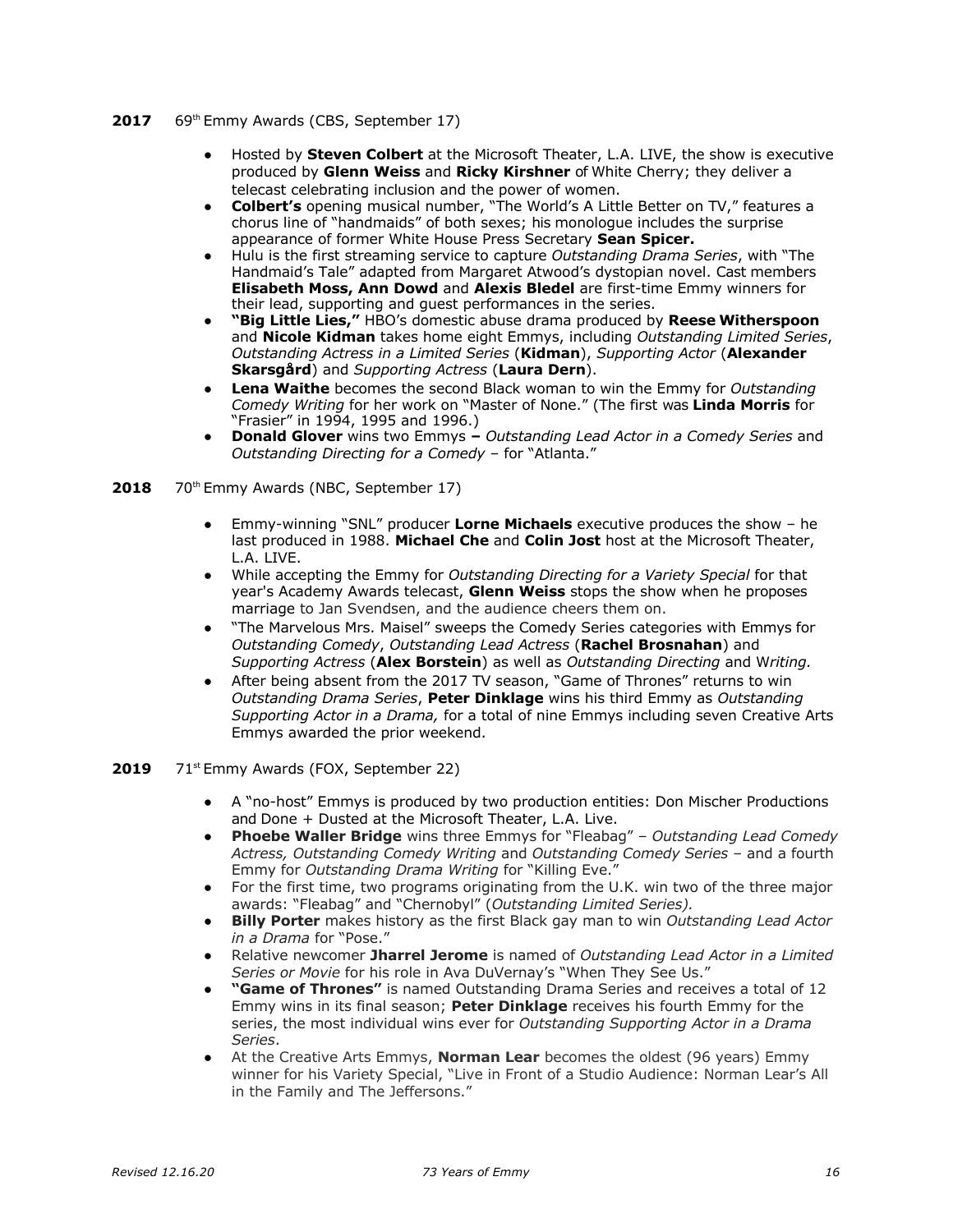**2017** 69th Emmy Awards (CBS, September 17)

- Hosted by **Steven Colbert** at the Microsoft Theater, L.A. LIVE, the show is executive produced by **Glenn Weiss** and **Ricky Kirshner** of White Cherry; they deliver a telecast celebrating inclusion and the power of women.
- **Colbert's** opening musical number, "The World's A Little Better on TV," features a chorus line of "handmaids" of both sexes; his monologue includes the surprise appearance of former White House Press Secretary **Sean Spicer.**
- Hulu is the first streaming service to capture *Outstanding Drama Series*, with "The Handmaid's Tale" adapted from Margaret Atwood's dystopian novel. Cast members **Elisabeth Moss, Ann Dowd** and **Alexis Bledel** are first-time Emmy winners for their lead, supporting and guest performances in the series.
- **"Big Little Lies,"** HBO's domestic abuse drama produced by **Reese Witherspoon** and **Nicole Kidman** takes home eight Emmys, including *Outstanding Limited Series*, *Outstanding Actress in a Limited Series* (**Kidman**), *Supporting Actor* (**Alexander Skarsgård**) and *Supporting Actress* (**Laura Dern**).
- **Lena Waithe** becomes the second Black woman to win the Emmy for *Outstanding Comedy Writing* for her work on "Master of None." (The first was **Linda Morris** for "Frasier" in 1994, 1995 and 1996.)
- **Donald Glover** wins two Emmys **–** *Outstanding Lead Actor in a Comedy Series* and *Outstanding Directing for a Comedy* – for "Atlanta."

**2018** 70th Emmy Awards (NBC, September 17)

- Emmy-winning "SNL" producer **Lorne Michaels** executive produces the show – he last produced in 1988. **Michael Che** and **Colin Jost** host at the Microsoft Theater, L.A. LIVE.
- While accepting the Emmy for *Outstanding Directing for a Variety Special* for that year's Academy Awards telecast, **Glenn Weiss** stops the show when he proposes marriage to Jan Svendsen, and the audience cheers them on.
- "The Marvelous Mrs. Maisel" sweeps the Comedy Series categories with Emmys for *Outstanding Comedy*, *Outstanding Lead Actress* (**Rachel Brosnahan**) and *Supporting Actress* (**Alex Borstein**) as well as *Outstanding Directing* and *Writing.*
- After being absent from the 2017 TV season, "Game of Thrones" returns to win *Outstanding Drama Series*, **Peter Dinklage** wins his third Emmy as *Outstanding Supporting Actor in a Drama,* for a total of nine Emmys including seven Creative Arts Emmys awarded the prior weekend.

**2019** 71st Emmy Awards (FOX, September 22)

- A "no-host" Emmys is produced by two production entities: Don Mischer Productions and Done + Dusted at the Microsoft Theater, L.A. Live.
- **Phoebe Waller Bridge** wins three Emmys for "Fleabag" – *Outstanding Lead Comedy Actress, Outstanding Comedy Writing* and *Outstanding Comedy Series* – and a fourth Emmy for *Outstanding Drama Writing* for "Killing Eve."
- For the first time, two programs originating from the U.K. win two of the three major awards: "Fleabag" and "Chernobyl" (*Outstanding Limited Series).*
- **Billy Porter** makes history as the first Black gay man to win *Outstanding Lead Actor in a Drama* for "Pose."
- Relative newcomer **Jharrel Jerome** is named of *Outstanding Lead Actor in a Limited Series or Movie* for his role in Ava DuVernay's "When They See Us."
- **"Game of Thrones"** is named Outstanding Drama Series and receives a total of 12 Emmy wins in its final season; **Peter Dinklage** receives his fourth Emmy for the series, the most individual wins ever for *Outstanding Supporting Actor in a Drama Series*.
- At the Creative Arts Emmys, **Norman Lear** becomes the oldest (96 years) Emmy winner for his Variety Special, "Live in Front of a Studio Audience: Norman Lear's All in the Family and The Jeffersons."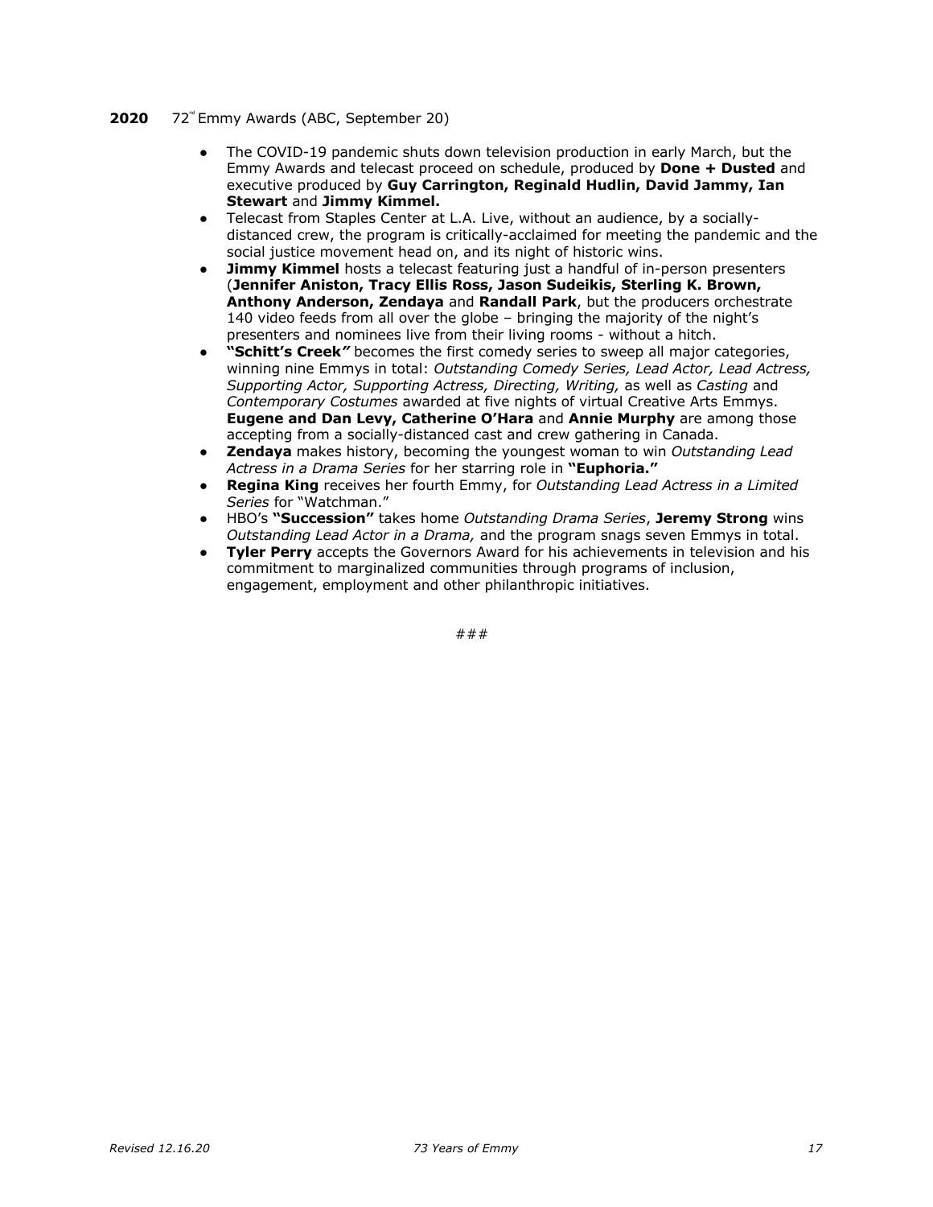**2020** 72[nd] Emmy Awards (ABC, September 20)

- The COVID-19 pandemic shuts down television production in early March, but the Emmy Awards and telecast proceed on schedule, produced by **Done + Dusted** and executive produced by **Guy Carrington, Reginald Hudlin, David Jammy, Ian Stewart** and **Jimmy Kimmel.**
- Telecast from Staples Center at L.A. Live, without an audience, by a socially-distanced crew, the program is critically-acclaimed for meeting the pandemic and the social justice movement head on, and its night of historic wins.
- **Jimmy Kimmel** hosts a telecast featuring just a handful of in-person presenters (**Jennifer Aniston, Tracy Ellis Ross, Jason Sudeikis, Sterling K. Brown, Anthony Anderson, Zendaya** and **Randall Park**, but the producers orchestrate 140 video feeds from all over the globe – bringing the majority of the night's presenters and nominees live from their living rooms - without a hitch.
- **"Schitt's Creek"** becomes the first comedy series to sweep all major categories, winning nine Emmys in total: *Outstanding Comedy Series, Lead Actor, Lead Actress, Supporting Actor, Supporting Actress, Directing, Writing,* as well as *Casting* and *Contemporary Costumes* awarded at five nights of virtual Creative Arts Emmys. **Eugene and Dan Levy, Catherine O'Hara** and **Annie Murphy** are among those accepting from a socially-distanced cast and crew gathering in Canada.
- **Zendaya** makes history, becoming the youngest woman to win *Outstanding Lead Actress in a Drama Series* for her starring role in **"Euphoria."**
- **Regina King** receives her fourth Emmy, for *Outstanding Lead Actress in a Limited Series* for "Watchman."
- HBO's **"Succession"** takes home *Outstanding Drama Series*, **Jeremy Strong** wins *Outstanding Lead Actor in a Drama,* and the program snags seven Emmys in total.
- **Tyler Perry** accepts the Governors Award for his achievements in television and his commitment to marginalized communities through programs of inclusion, engagement, employment and other philanthropic initiatives.

###